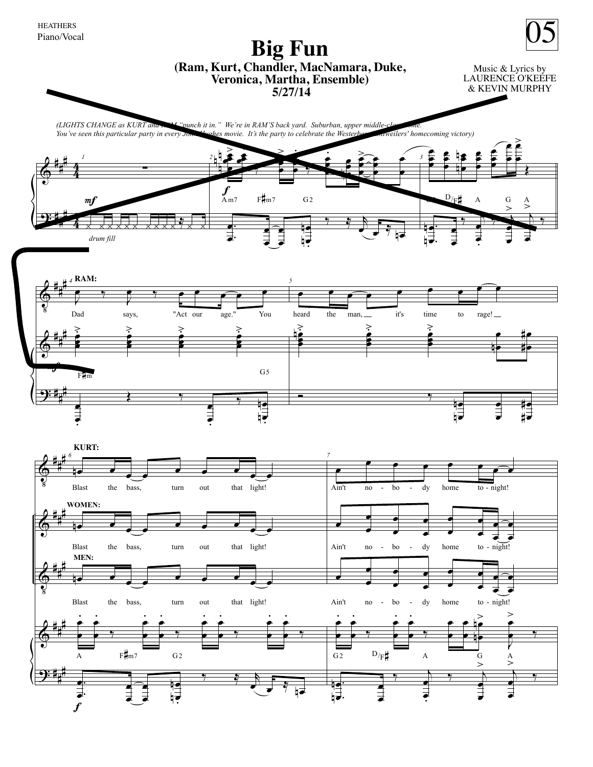HEATHERS
Piano/Vocal

# Big Fun

**(Ram, Kurt, Chandler, MacNamara, Duke, Veronica, Martha, Ensemble)**
**5/27/14**

Music & Lyrics by
LAURENCE O'KEEFE
& KEVIN MURPHY

05

*(LIGHTS CHANGE as KURT and RAM "punch it in." We're in RAM'S back yard. Suburban, upper middle-class home. You've seen this particular party in every John Hughes movie. It's the party to celebrate the Westerberg Rottweilers' homecoming victory)*

mf — drum fill

f — Am7 F♯m7 G2 — G2 D/F♯ A G A

**RAM:**
Dad says, "Act our age." You heard the man, it's time to rage!

F♯m G5

**KURT:**
Blast the bass, turn out that light! Ain't no-bo-dy home to-night!

**WOMEN:**
Blast the bass, turn out that light! Ain't no-bo-dy home to-night!

**MEN:**
Blast the bass, turn out that light! Ain't no-bo-dy home to-night!

A F♯m7 G2 — G2 D/F♯ A G A

f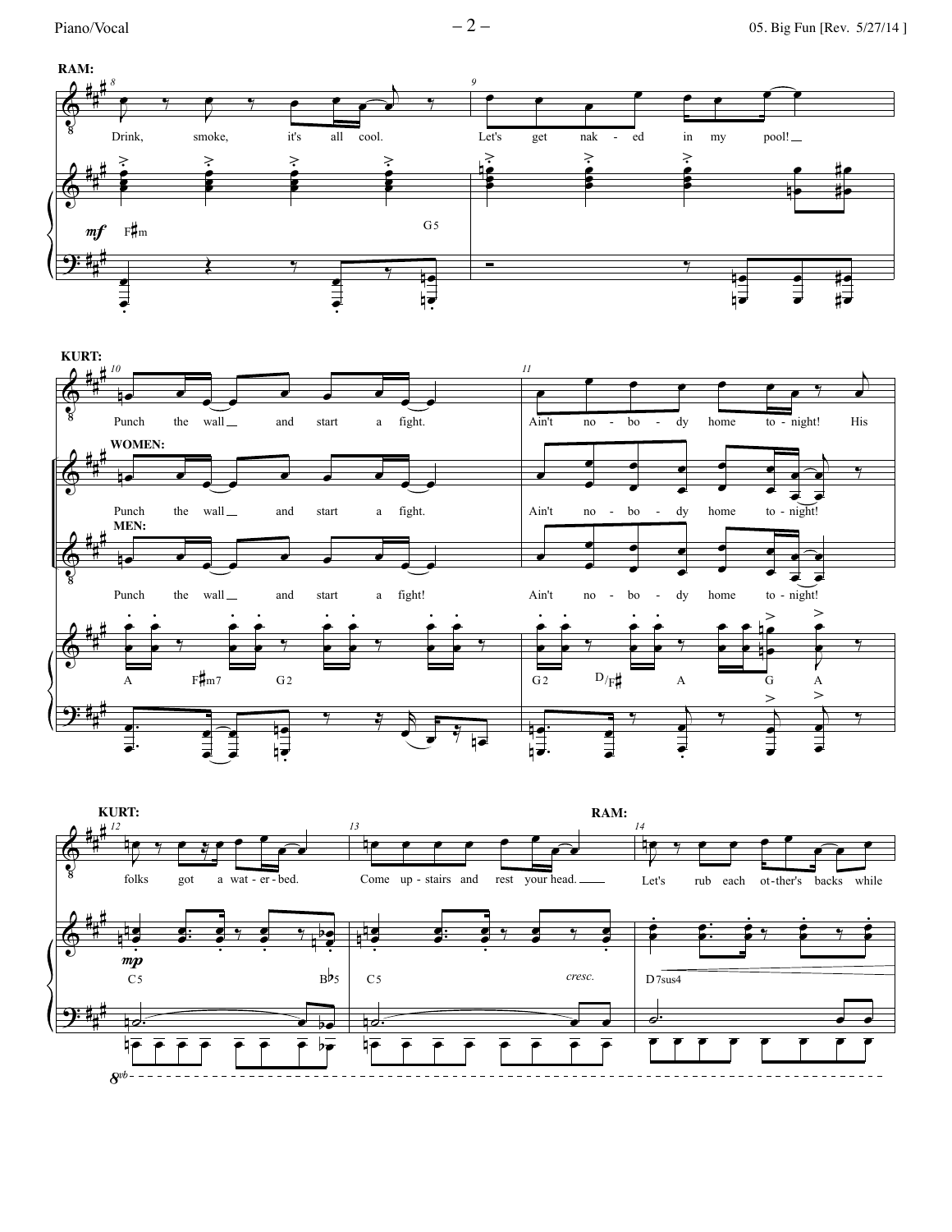**RAM:**

Drink, smoke, it's all cool. Let's get nak - ed in my pool!

*mf* F♯m G5

**KURT:**

Punch the wall and start a fight. Ain't no - bo - dy home to - night! His

**WOMEN:**

Punch the wall and start a fight. Ain't no - bo - dy home to - night!

**MEN:**

Punch the wall and start a fight! Ain't no - bo - dy home to - night!

A F♯m7 G2 G2 D/F♯ A G A

**KURT:**

folks got a wat - er - bed. Come up - stairs and rest your head.

**RAM:**

Let's rub each ot - ther's backs while

*mp* C5 B♭5 C5 *cresc.* D7sus4

*8vb*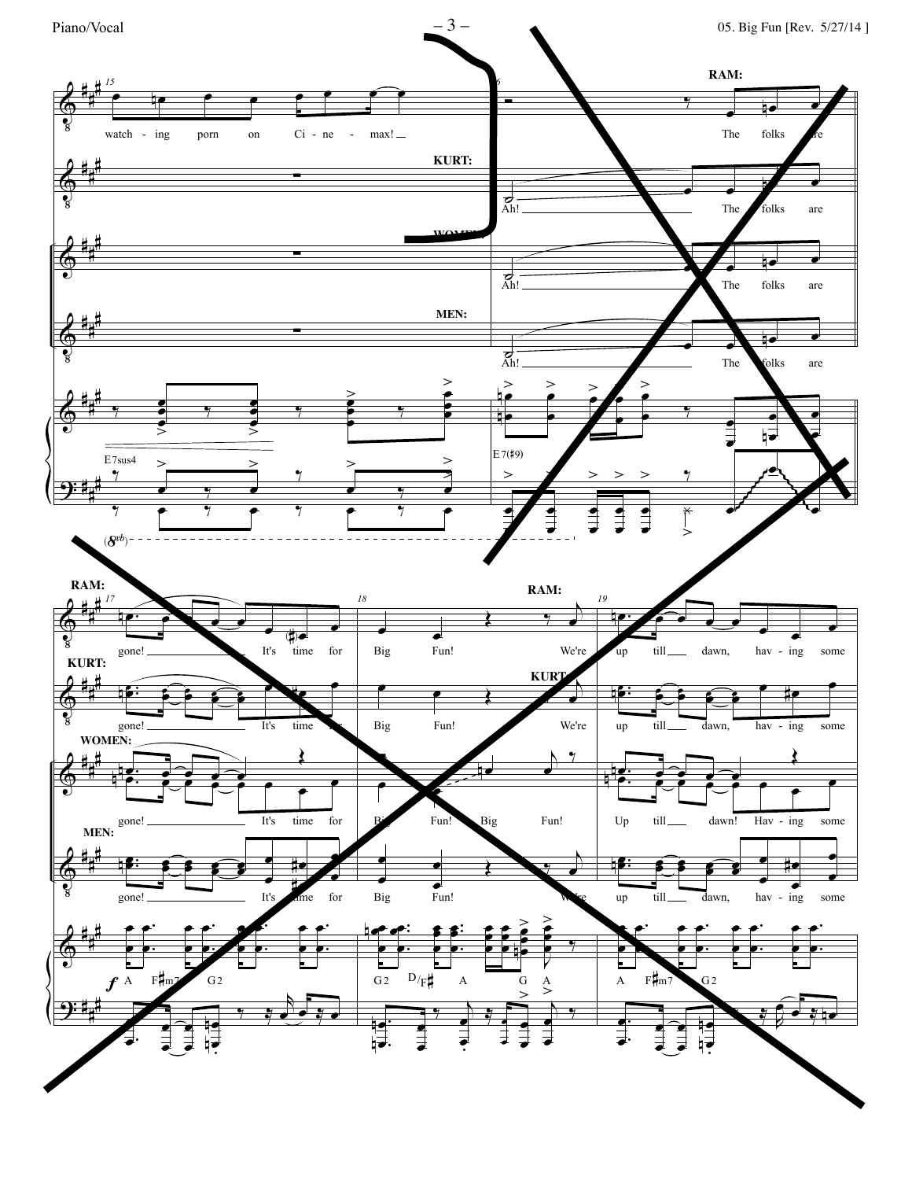watch - ing porn on Ci - ne - max!

RAM: The folks are

KURT: Ah! The folks are

WOMEN: Ah! The folks are

MEN: Ah! The folks are

E7sus4

E7(♯9)

RAM: gone! It's time for Big Fun! We're up till dawn, hav - ing some

KURT: gone! It's time for Big Fun! We're up till dawn, hav - ing some

WOMEN: gone! It's time for Big Fun! Big Fun! Up till dawn! Hav - ing some

MEN: gone! It's time for Big Fun! We're up till dawn, hav - ing some

A F♯m7 G2 G2 D/F♯ A G A A F♯m7 G2